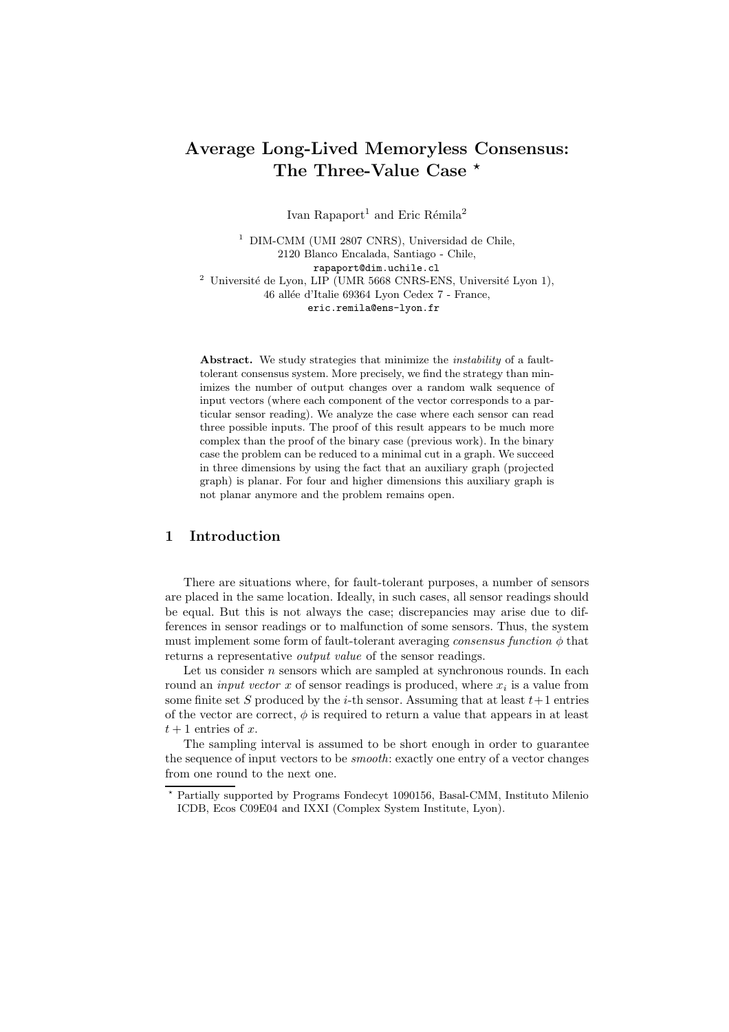# Average Long-Lived Memoryless Consensus: The Three-Value Case ⋆

Ivan Rapaport[1] and Eric Rémila[2]

[1] DIM-CMM (UMI 2807 CNRS), Universidad de Chile,
2120 Blanco Encalada, Santiago - Chile,
rapaport@dim.uchile.cl

[2] Université de Lyon, LIP (UMR 5668 CNRS-ENS, Université Lyon 1),
46 allée d'Italie 69364 Lyon Cedex 7 - France,
eric.remila@ens-lyon.fr

**Abstract.** We study strategies that minimize the *instability* of a fault-tolerant consensus system. More precisely, we find the strategy than minimizes the number of output changes over a random walk sequence of input vectors (where each component of the vector corresponds to a particular sensor reading). We analyze the case where each sensor can read three possible inputs. The proof of this result appears to be much more complex than the proof of the binary case (previous work). In the binary case the problem can be reduced to a minimal cut in a graph. We succeed in three dimensions by using the fact that an auxiliary graph (projected graph) is planar. For four and higher dimensions this auxiliary graph is not planar anymore and the problem remains open.

## 1 Introduction

There are situations where, for fault-tolerant purposes, a number of sensors are placed in the same location. Ideally, in such cases, all sensor readings should be equal. But this is not always the case; discrepancies may arise due to differences in sensor readings or to malfunction of some sensors. Thus, the system must implement some form of fault-tolerant averaging *consensus function* $\phi$ that returns a representative *output value* of the sensor readings.

Let us consider $n$ sensors which are sampled at synchronous rounds. In each round an *input vector* $x$ of sensor readings is produced, where $x_i$ is a value from some finite set $S$ produced by the $i$-th sensor. Assuming that at least $t+1$ entries of the vector are correct, $\phi$ is required to return a value that appears in at least $t+1$ entries of $x$.

The sampling interval is assumed to be short enough in order to guarantee the sequence of input vectors to be *smooth*: exactly one entry of a vector changes from one round to the next one.

⋆ Partially supported by Programs Fondecyt 1090156, Basal-CMM, Instituto Milenio ICDB, Ecos C09E04 and IXXI (Complex System Institute, Lyon).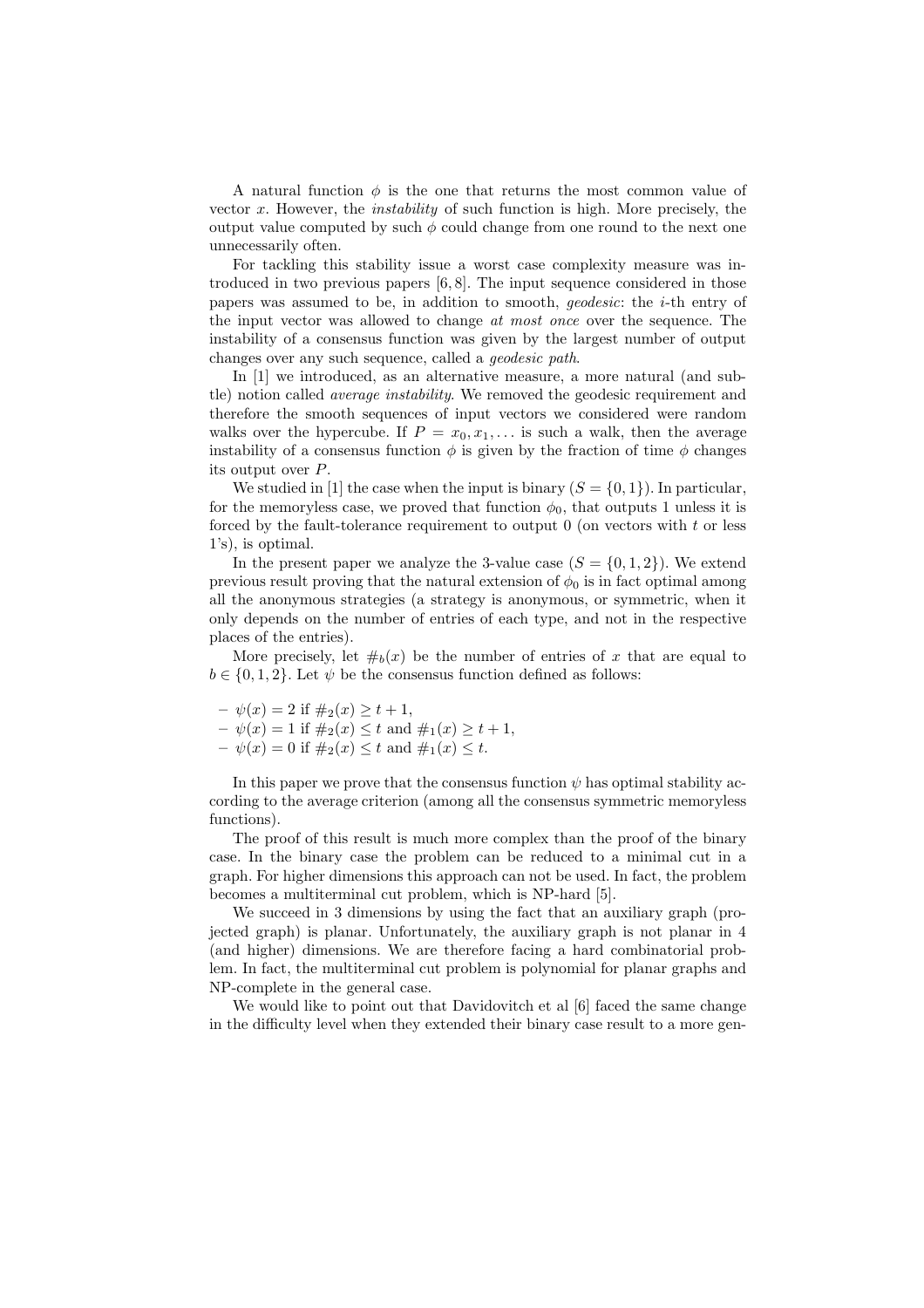A natural function $\phi$ is the one that returns the most common value of vector $x$. However, the *instability* of such function is high. More precisely, the output value computed by such $\phi$ could change from one round to the next one unnecessarily often.

For tackling this stability issue a worst case complexity measure was introduced in two previous papers [6, 8]. The input sequence considered in those papers was assumed to be, in addition to smooth, *geodesic*: the $i$-th entry of the input vector was allowed to change *at most once* over the sequence. The instability of a consensus function was given by the largest number of output changes over any such sequence, called a *geodesic path*.

In [1] we introduced, as an alternative measure, a more natural (and subtle) notion called *average instability*. We removed the geodesic requirement and therefore the smooth sequences of input vectors we considered were random walks over the hypercube. If $P = x_0, x_1, \ldots$ is such a walk, then the average instability of a consensus function $\phi$ is given by the fraction of time $\phi$ changes its output over $P$.

We studied in [1] the case when the input is binary ($S = \{0, 1\}$). In particular, for the memoryless case, we proved that function $\phi_0$, that outputs 1 unless it is forced by the fault-tolerance requirement to output 0 (on vectors with $t$ or less 1's), is optimal.

In the present paper we analyze the 3-value case ($S = \{0, 1, 2\}$). We extend previous result proving that the natural extension of $\phi_0$ is in fact optimal among all the anonymous strategies (a strategy is anonymous, or symmetric, when it only depends on the number of entries of each type, and not in the respective places of the entries).

More precisely, let $\#_b(x)$ be the number of entries of $x$ that are equal to $b \in \{0, 1, 2\}$. Let $\psi$ be the consensus function defined as follows:

- $\psi(x) = 2$ if $\#_2(x) \geq t + 1$,
- $\psi(x) = 1$ if $\#_2(x) \leq t$ and $\#_1(x) \geq t + 1$,
- $\psi(x) = 0$ if $\#_2(x) \leq t$ and $\#_1(x) \leq t$.

In this paper we prove that the consensus function $\psi$ has optimal stability according to the average criterion (among all the consensus symmetric memoryless functions).

The proof of this result is much more complex than the proof of the binary case. In the binary case the problem can be reduced to a minimal cut in a graph. For higher dimensions this approach can not be used. In fact, the problem becomes a multiterminal cut problem, which is NP-hard [5].

We succeed in 3 dimensions by using the fact that an auxiliary graph (projected graph) is planar. Unfortunately, the auxiliary graph is not planar in 4 (and higher) dimensions. We are therefore facing a hard combinatorial problem. In fact, the multiterminal cut problem is polynomial for planar graphs and NP-complete in the general case.

We would like to point out that Davidovitch et al [6] faced the same change in the difficulty level when they extended their binary case result to a more gen-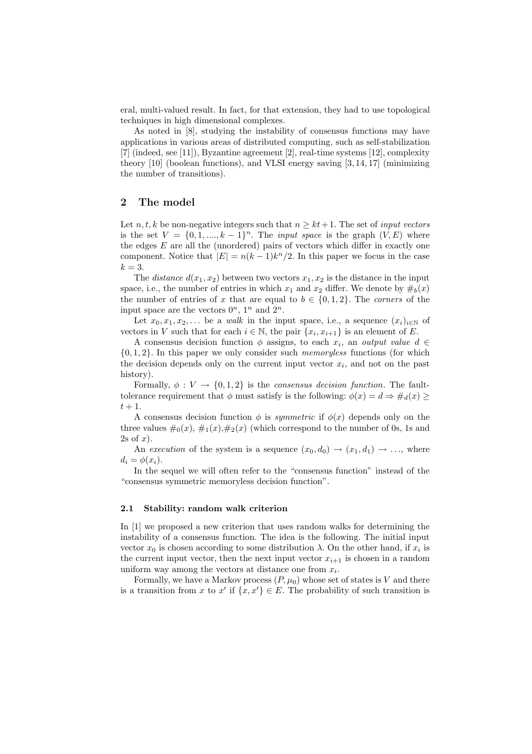eral, multi-valued result. In fact, for that extension, they had to use topological techniques in high dimensional complexes.

As noted in [8], studying the instability of consensus functions may have applications in various areas of distributed computing, such as self-stabilization [7] (indeed, see [11]), Byzantine agreement [2], real-time systems [12], complexity theory [10] (boolean functions), and VLSI energy saving [3, 14, 17] (minimizing the number of transitions).

## 2 The model

Let $n, t, k$ be non-negative integers such that $n \geq kt+1$. The set of *input vectors* is the set $V = \{0, 1, ...., k-1\}^n$. The *input space* is the graph $(V, E)$ where the edges $E$ are all the (unordered) pairs of vectors which differ in exactly one component. Notice that $|E| = n(k-1)k^n/2$. In this paper we focus in the case $k = 3$.

The *distance* $d(x_1, x_2)$ between two vectors $x_1, x_2$ is the distance in the input space, i.e., the number of entries in which $x_1$ and $x_2$ differ. We denote by $\#_b(x)$ the number of entries of $x$ that are equal to $b \in \{0, 1, 2\}$. The *corners* of the input space are the vectors $0^n$, $1^n$ and $2^n$.

Let $x_0, x_1, x_2, \ldots$ be a *walk* in the input space, i.e., a sequence $(x_i)_{i \in \mathbb{N}}$ of vectors in $V$ such that for each $i \in \mathbb{N}$, the pair $\{x_i, x_{i+1}\}$ is an element of $E$.

A consensus decision function $\phi$ assigns, to each $x_i$, an *output value* $d \in \{0, 1, 2\}$. In this paper we only consider such *memoryless* functions (for which the decision depends only on the current input vector $x_i$, and not on the past history).

Formally, $\phi : V \to \{0, 1, 2\}$ is the *consensus decision function*. The fault-tolerance requirement that $\phi$ must satisfy is the following: $\phi(x) = d \Rightarrow \#_d(x) \geq t+1$.

A consensus decision function $\phi$ is *symmetric* if $\phi(x)$ depends only on the three values $\#_0(x)$, $\#_1(x)$,$\#_2(x)$ (which correspond to the number of 0s, 1s and 2s of $x$).

An *execution* of the system is a sequence $(x_0, d_0) \to (x_1, d_1) \to \ldots$, where $d_i = \phi(x_i)$.

In the sequel we will often refer to the "consensus function" instead of the "consensus symmetric memoryless decision function".

### 2.1 Stability: random walk criterion

In [1] we proposed a new criterion that uses random walks for determining the instability of a consensus function. The idea is the following. The initial input vector $x_0$ is chosen according to some distribution $\lambda$. On the other hand, if $x_i$ is the current input vector, then the next input vector $x_{i+1}$ is chosen in a random uniform way among the vectors at distance one from $x_i$.

Formally, we have a Markov process $(P, \mu_0)$ whose set of states is $V$ and there is a transition from $x$ to $x'$ if $\{x, x'\} \in E$. The probability of such transition is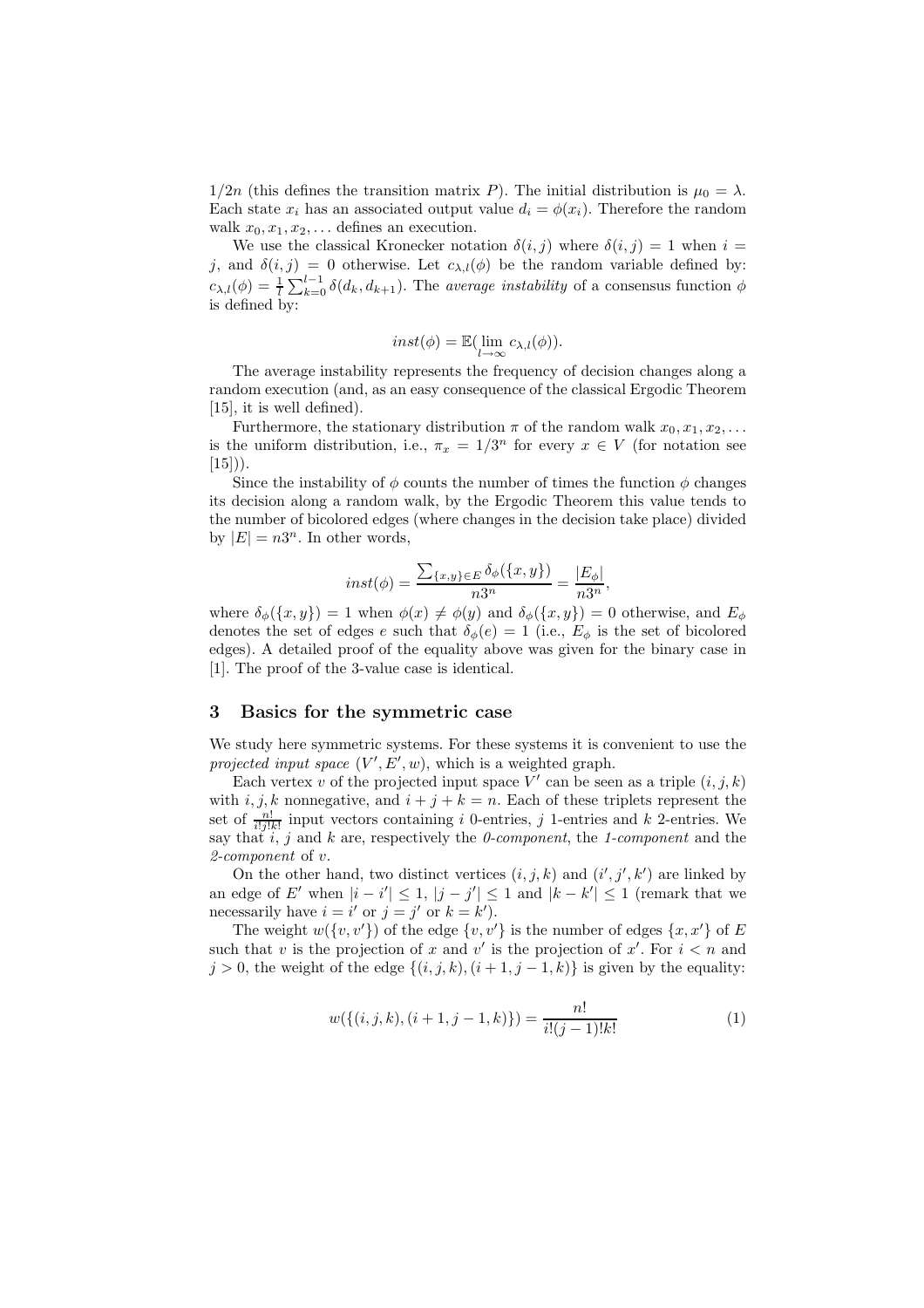$1/2n$ (this defines the transition matrix $P$). The initial distribution is $\mu_0 = \lambda$. Each state $x_i$ has an associated output value $d_i = \phi(x_i)$. Therefore the random walk $x_0, x_1, x_2, \ldots$ defines an execution.

We use the classical Kronecker notation $\delta(i,j)$ where $\delta(i,j) = 1$ when $i = j$, and $\delta(i,j) = 0$ otherwise. Let $c_{\lambda,l}(\phi)$ be the random variable defined by: $c_{\lambda,l}(\phi) = \frac{1}{l}\sum_{k=0}^{l-1} \delta(d_k, d_{k+1})$. The *average instability* of a consensus function $\phi$ is defined by:

$$inst(\phi) = \mathbb{E}(\lim_{l \to \infty} c_{\lambda,l}(\phi)).$$

The average instability represents the frequency of decision changes along a random execution (and, as an easy consequence of the classical Ergodic Theorem [15], it is well defined).

Furthermore, the stationary distribution $\pi$ of the random walk $x_0, x_1, x_2, \ldots$ is the uniform distribution, i.e., $\pi_x = 1/3^n$ for every $x \in V$ (for notation see [15])).

Since the instability of $\phi$ counts the number of times the function $\phi$ changes its decision along a random walk, by the Ergodic Theorem this value tends to the number of bicolored edges (where changes in the decision take place) divided by $|E| = n3^n$. In other words,

$$inst(\phi) = \frac{\sum_{\{x,y\} \in E} \delta_\phi(\{x,y\})}{n3^n} = \frac{|E_\phi|}{n3^n},$$

where $\delta_\phi(\{x,y\}) = 1$ when $\phi(x) \neq \phi(y)$ and $\delta_\phi(\{x,y\}) = 0$ otherwise, and $E_\phi$ denotes the set of edges $e$ such that $\delta_\phi(e) = 1$ (i.e., $E_\phi$ is the set of bicolored edges). A detailed proof of the equality above was given for the binary case in [1]. The proof of the 3-value case is identical.

## 3 Basics for the symmetric case

We study here symmetric systems. For these systems it is convenient to use the *projected input space* $(V', E', w)$, which is a weighted graph.

Each vertex $v$ of the projected input space $V'$ can be seen as a triple $(i, j, k)$ with $i, j, k$ nonnegative, and $i + j + k = n$. Each of these triplets represent the set of $\frac{n!}{i!j!k!}$ input vectors containing $i$ 0-entries, $j$ 1-entries and $k$ 2-entries. We say that $i$, $j$ and $k$ are, respectively the *0-component*, the *1-component* and the *2-component* of $v$.

On the other hand, two distinct vertices $(i, j, k)$ and $(i', j', k')$ are linked by an edge of $E'$ when $|i - i'| \leq 1$, $|j - j'| \leq 1$ and $|k - k'| \leq 1$ (remark that we necessarily have $i = i'$ or $j = j'$ or $k = k'$).

The weight $w(\{v, v'\})$ of the edge $\{v, v'\}$ is the number of edges $\{x, x'\}$ of $E$ such that $v$ is the projection of $x$ and $v'$ is the projection of $x'$. For $i < n$ and $j > 0$, the weight of the edge $\{(i, j, k), (i + 1, j - 1, k)\}$ is given by the equality:

$$w(\{(i,j,k), (i+1, j-1, k)\}) = \frac{n!}{i!(j-1)!k!} \tag{1}$$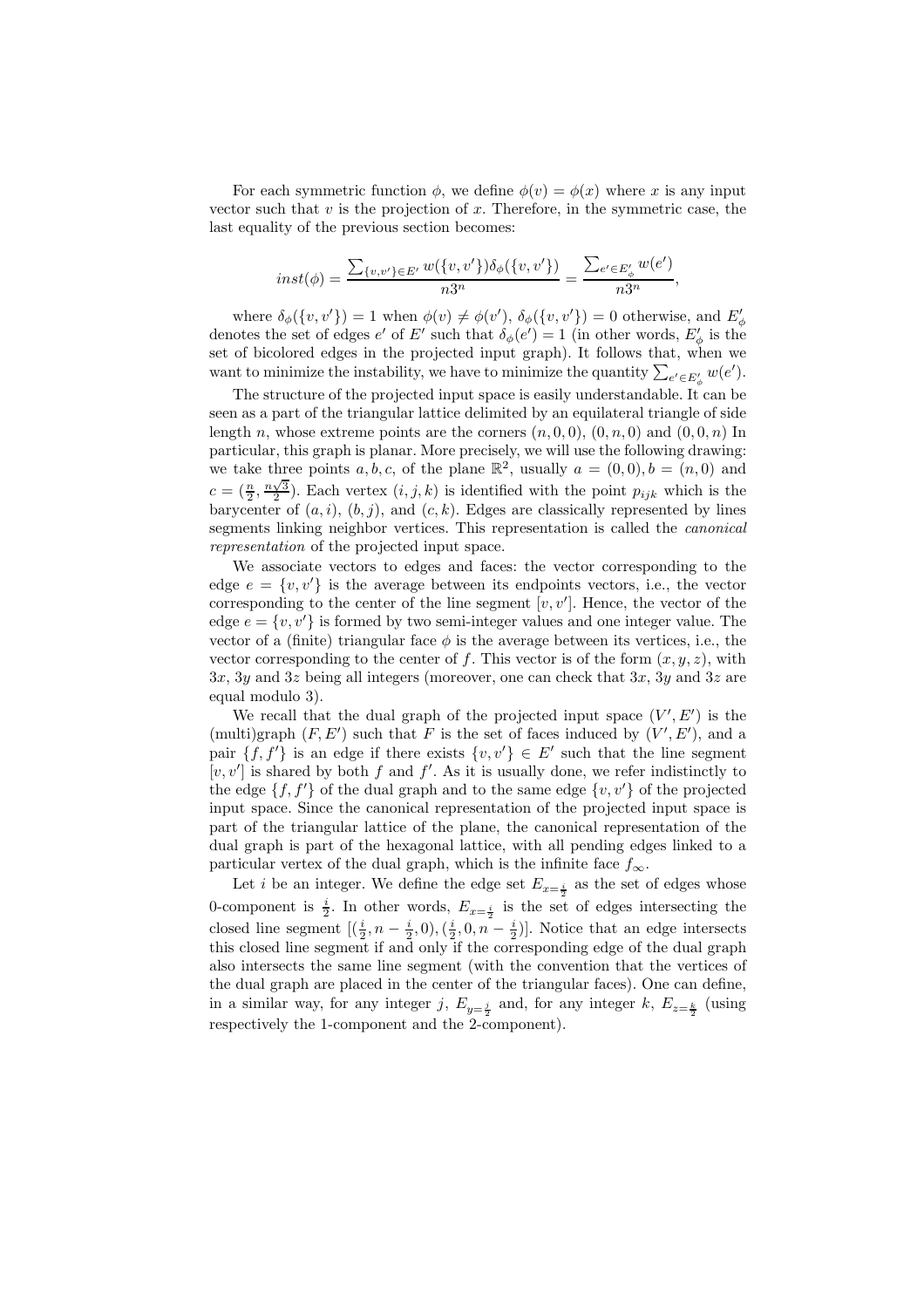For each symmetric function $\phi$, we define $\phi(v) = \phi(x)$ where $x$ is any input vector such that $v$ is the projection of $x$. Therefore, in the symmetric case, the last equality of the previous section becomes:

$$inst(\phi) = \frac{\sum_{\{v,v'\} \in E'} w(\{v,v'\})\delta_\phi(\{v,v'\})}{n3^n} = \frac{\sum_{e' \in E'_\phi} w(e')}{n3^n},$$

where $\delta_\phi(\{v,v'\}) = 1$ when $\phi(v) \neq \phi(v')$, $\delta_\phi(\{v,v'\}) = 0$ otherwise, and $E'_\phi$ denotes the set of edges $e'$ of $E'$ such that $\delta_\phi(e') = 1$ (in other words, $E'_\phi$ is the set of bicolored edges in the projected input graph). It follows that, when we want to minimize the instability, we have to minimize the quantity $\sum_{e' \in E'_\phi} w(e')$.

The structure of the projected input space is easily understandable. It can be seen as a part of the triangular lattice delimited by an equilateral triangle of side length $n$, whose extreme points are the corners $(n, 0, 0)$, $(0, n, 0)$ and $(0, 0, n)$ In particular, this graph is planar. More precisely, we will use the following drawing: we take three points $a, b, c$, of the plane $\mathbb{R}^2$, usually $a = (0, 0), b = (n, 0)$ and $c = (\frac{n}{2}, \frac{n\sqrt{3}}{2})$. Each vertex $(i, j, k)$ is identified with the point $p_{ijk}$ which is the barycenter of $(a, i)$, $(b, j)$, and $(c, k)$. Edges are classically represented by lines segments linking neighbor vertices. This representation is called the *canonical representation* of the projected input space.

We associate vectors to edges and faces: the vector corresponding to the edge $e = \{v, v'\}$ is the average between its endpoints vectors, i.e., the vector corresponding to the center of the line segment $[v, v']$. Hence, the vector of the edge $e = \{v, v'\}$ is formed by two semi-integer values and one integer value. The vector of a (finite) triangular face $\phi$ is the average between its vertices, i.e., the vector corresponding to the center of $f$. This vector is of the form $(x, y, z)$, with $3x$, $3y$ and $3z$ being all integers (moreover, one can check that $3x$, $3y$ and $3z$ are equal modulo 3).

We recall that the dual graph of the projected input space $(V', E')$ is the (multi)graph $(F, E')$ such that $F$ is the set of faces induced by $(V', E')$, and a pair $\{f, f'\}$ is an edge if there exists $\{v, v'\} \in E'$ such that the line segment $[v, v']$ is shared by both $f$ and $f'$. As it is usually done, we refer indistinctly to the edge $\{f, f'\}$ of the dual graph and to the same edge $\{v, v'\}$ of the projected input space. Since the canonical representation of the projected input space is part of the triangular lattice of the plane, the canonical representation of the dual graph is part of the hexagonal lattice, with all pending edges linked to a particular vertex of the dual graph, which is the infinite face $f_\infty$.

Let $i$ be an integer. We define the edge set $E_{x=\frac{i}{2}}$ as the set of edges whose 0-component is $\frac{i}{2}$. In other words, $E_{x=\frac{i}{2}}$ is the set of edges intersecting the closed line segment $[(\frac{i}{2}, n - \frac{i}{2}, 0), (\frac{i}{2}, 0, n - \frac{i}{2})]$. Notice that an edge intersects this closed line segment if and only if the corresponding edge of the dual graph also intersects the same line segment (with the convention that the vertices of the dual graph are placed in the center of the triangular faces). One can define, in a similar way, for any integer $j$, $E_{y=\frac{j}{2}}$ and, for any integer $k$, $E_{z=\frac{k}{2}}$ (using respectively the 1-component and the 2-component).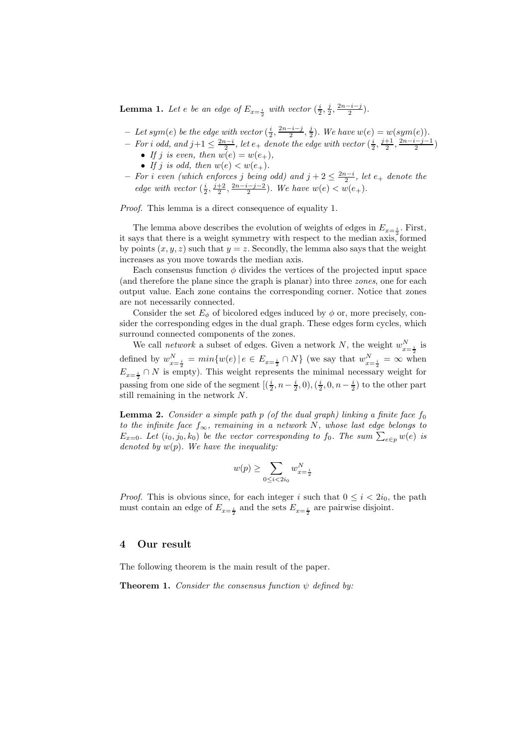**Lemma 1.** *Let $e$ be an edge of $E_{x=\frac{i}{2}}$ with vector $(\frac{i}{2}, \frac{j}{2}, \frac{2n-i-j}{2})$.*

- *Let $sym(e)$ be the edge with vector $(\frac{i}{2}, \frac{2n-i-j}{2}, \frac{j}{2})$. We have $w(e) = w(sym(e))$.*
- *For $i$ odd, and $j+1 \leq \frac{2n-i}{2}$, let $e_+$ denote the edge with vector $(\frac{i}{2}, \frac{j+1}{2}, \frac{2n-i-j-1}{2})$*
  - *If $j$ is even, then $w(e) = w(e_+)$,*
  - *If $j$ is odd, then $w(e) < w(e_+)$.*
- *For $i$ even (which enforces $j$ being odd) and $j + 2 \leq \frac{2n-i}{2}$, let $e_+$ denote the edge with vector $(\frac{i}{2}, \frac{j+2}{2}, \frac{2n-i-j-2}{2})$. We have $w(e) < w(e_+)$.*

*Proof.* This lemma is a direct consequence of equality 1.

The lemma above describes the evolution of weights of edges in $E_{x=\frac{i}{2}}$. First, it says that there is a weight symmetry with respect to the median axis, formed by points $(x, y, z)$ such that $y = z$. Secondly, the lemma also says that the weight increases as you move towards the median axis.

Each consensus function $\phi$ divides the vertices of the projected input space (and therefore the plane since the graph is planar) into three *zones*, one for each output value. Each zone contains the corresponding corner. Notice that zones are not necessarily connected.

Consider the set $E_\phi$ of bicolored edges induced by $\phi$ or, more precisely, consider the corresponding edges in the dual graph. These edges form cycles, which surround connected components of the zones.

We call *network* a subset of edges. Given a network $N$, the weight $w^N_{x=\frac{i}{2}}$ is defined by $w^N_{x=\frac{i}{2}} = min\{w(e) \,|\, e \in E_{x=\frac{i}{2}} \cap N\}$ (we say that $w^N_{x=\frac{i}{2}} = \infty$ when $E_{x=\frac{i}{2}} \cap N$ is empty). This weight represents the minimal necessary weight for passing from one side of the segment $[(\frac{i}{2}, n - \frac{i}{2}, 0), (\frac{i}{2}, 0, n - \frac{i}{2})$ to the other part still remaining in the network $N$.

**Lemma 2.** *Consider a simple path $p$ (of the dual graph) linking a finite face $f_0$ to the infinite face $f_\infty$, remaining in a network $N$, whose last edge belongs to $E_{x=0}$. Let $(i_0, j_0, k_0)$ be the vector corresponding to $f_0$. The sum $\sum_{e \in p} w(e)$ is denoted by $w(p)$. We have the inequality:*

$$w(p) \geq \sum_{0 \leq i < 2i_0} w^N_{x=\frac{i}{2}}$$

*Proof.* This is obvious since, for each integer $i$ such that $0 \leq i < 2i_0$, the path must contain an edge of $E_{x=\frac{i}{2}}$ and the sets $E_{x=\frac{i}{2}}$ are pairwise disjoint.

## 4 Our result

The following theorem is the main result of the paper.

**Theorem 1.** *Consider the consensus function $\psi$ defined by:*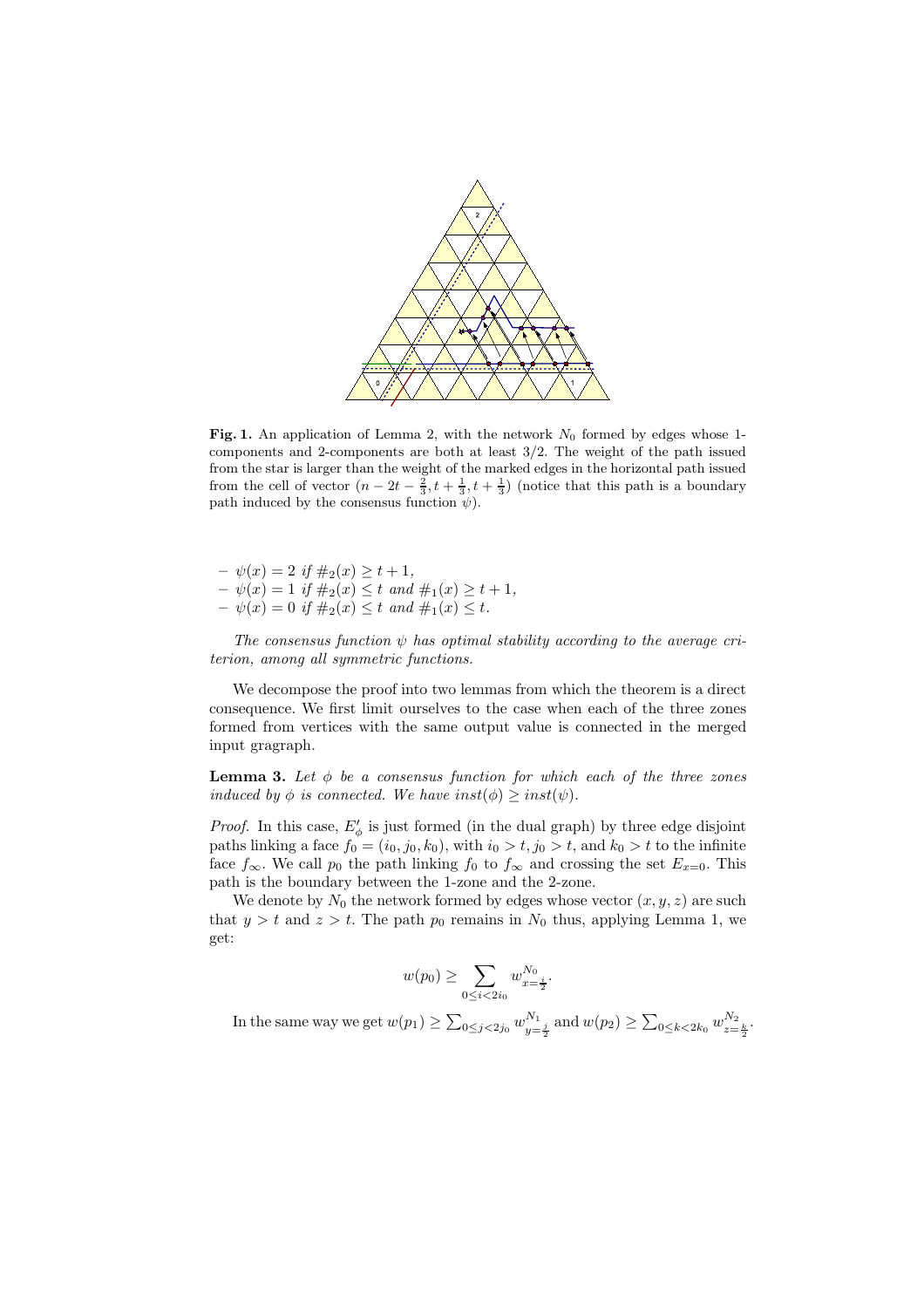**Fig. 1.** An application of Lemma 2, with the network $N_0$ formed by edges whose 1-components and 2-components are both at least 3/2. The weight of the path issued from the star is larger than the weight of the marked edges in the horizontal path issued from the cell of vector $(n - 2t - \frac{2}{3}, t + \frac{1}{3}, t + \frac{1}{3})$ (notice that this path is a boundary path induced by the consensus function $\psi$).

- $\psi(x) = 2$ *if* $\#_2(x) \geq t + 1$,
- $\psi(x) = 1$ *if* $\#_2(x) \leq t$ *and* $\#_1(x) \geq t + 1$,
- $\psi(x) = 0$ *if* $\#_2(x) \leq t$ *and* $\#_1(x) \leq t$.

*The consensus function $\psi$ has optimal stability according to the average criterion, among all symmetric functions.*

We decompose the proof into two lemmas from which the theorem is a direct consequence. We first limit ourselves to the case when each of the three zones formed from vertices with the same output value is connected in the merged input gragraph.

**Lemma 3.** *Let $\phi$ be a consensus function for which each of the three zones induced by $\phi$ is connected. We have $inst(\phi) \geq inst(\psi)$.*

*Proof.* In this case, $E'_\phi$ is just formed (in the dual graph) by three edge disjoint paths linking a face $f_0 = (i_0, j_0, k_0)$, with $i_0 > t, j_0 > t$, and $k_0 > t$ to the infinite face $f_\infty$. We call $p_0$ the path linking $f_0$ to $f_\infty$ and crossing the set $E_{x=0}$. This path is the boundary between the 1-zone and the 2-zone.

We denote by $N_0$ the network formed by edges whose vector $(x, y, z)$ are such that $y > t$ and $z > t$. The path $p_0$ remains in $N_0$ thus, applying Lemma 1, we get:

$$w(p_0) \geq \sum_{0 \leq i < 2i_0} w^{N_0}_{x=\frac{i}{2}}.$$

In the same way we get $w(p_1) \geq \sum_{0 \leq j < 2j_0} w^{N_1}_{y=\frac{j}{2}}$ and $w(p_2) \geq \sum_{0 \leq k < 2k_0} w^{N_2}_{z=\frac{k}{2}}$.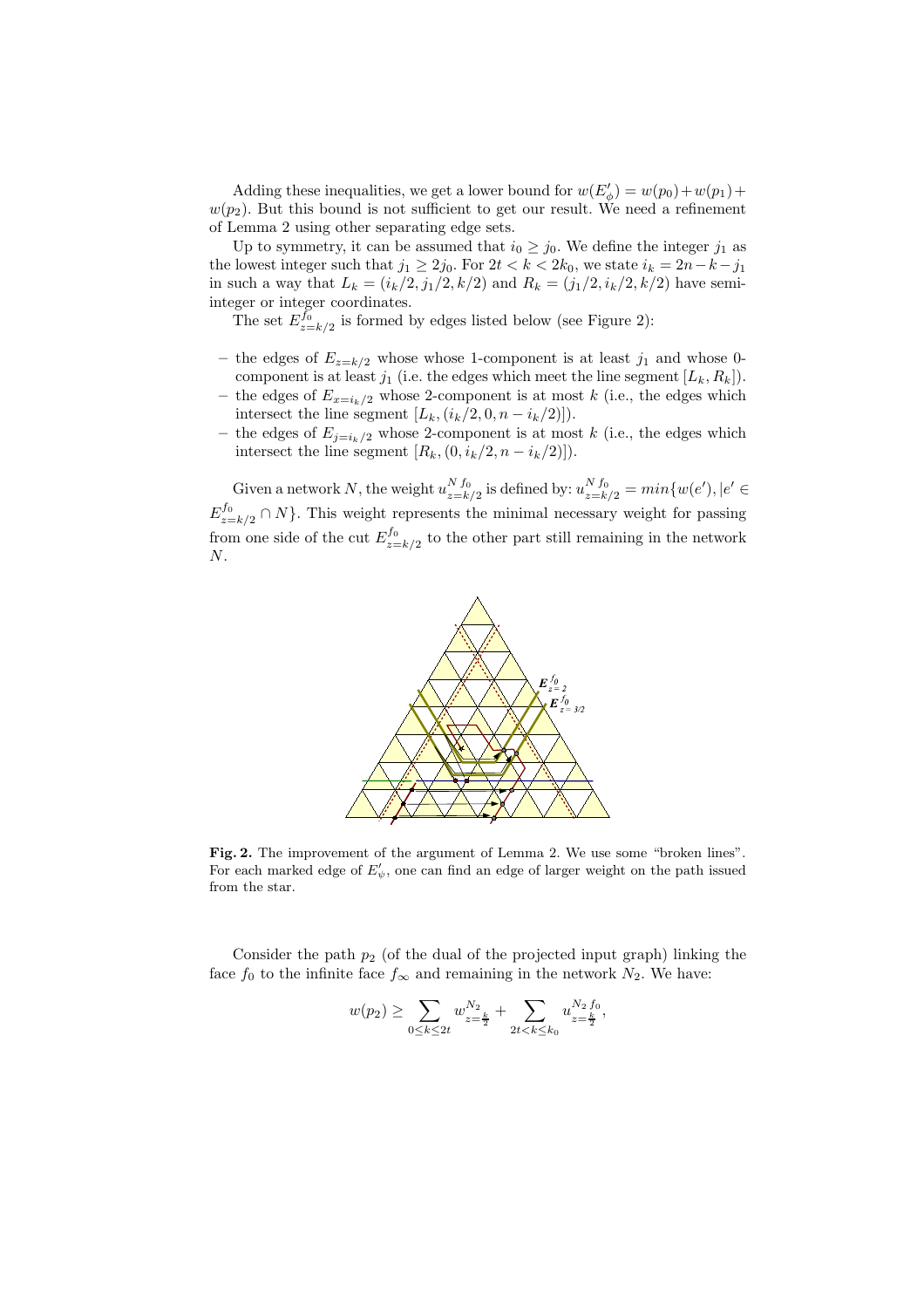Adding these inequalities, we get a lower bound for $w(E'_\phi) = w(p_0) + w(p_1) + w(p_2)$. But this bound is not sufficient to get our result. We need a refinement of Lemma 2 using other separating edge sets.

Up to symmetry, it can be assumed that $i_0 \geq j_0$. We define the integer $j_1$ as the lowest integer such that $j_1 \geq 2j_0$. For $2t < k < 2k_0$, we state $i_k = 2n - k - j_1$ in such a way that $L_k = (i_k/2, j_1/2, k/2)$ and $R_k = (j_1/2, i_k/2, k/2)$ have semi-integer or integer coordinates.

The set $E^{f_0}_{z=k/2}$ is formed by edges listed below (see Figure 2):

- the edges of $E_{z=k/2}$ whose whose 1-component is at least $j_1$ and whose 0-component is at least $j_1$ (i.e. the edges which meet the line segment $[L_k, R_k]$).
- the edges of $E_{x=i_k/2}$ whose 2-component is at most $k$ (i.e., the edges which intersect the line segment $[L_k, (i_k/2, 0, n - i_k/2)]$).
- the edges of $E_{j=i_k/2}$ whose 2-component is at most $k$ (i.e., the edges which intersect the line segment $[R_k, (0, i_k/2, n - i_k/2)]$).

Given a network $N$, the weight $u^{N\, f_0}_{z=k/2}$ is defined by: $u^{N\, f_0}_{z=k/2} = min\{w(e'), | e' \in E^{f_0}_{z=k/2} \cap N\}$. This weight represents the minimal necessary weight for passing from one side of the cut $E^{f_0}_{z=k/2}$ to the other part still remaining in the network $N$.

**Fig. 2.** The improvement of the argument of Lemma 2. We use some "broken lines". For each marked edge of $E'_\psi$, one can find an edge of larger weight on the path issued from the star.

Consider the path $p_2$ (of the dual of the projected input graph) linking the face $f_0$ to the infinite face $f_\infty$ and remaining in the network $N_2$. We have:

$$w(p_2) \geq \sum_{0 \leq k \leq 2t} w^{N_2}_{z=\frac{k}{2}} + \sum_{2t < k \leq k_0} u^{N_2\, f_0}_{z=\frac{k}{2}},$$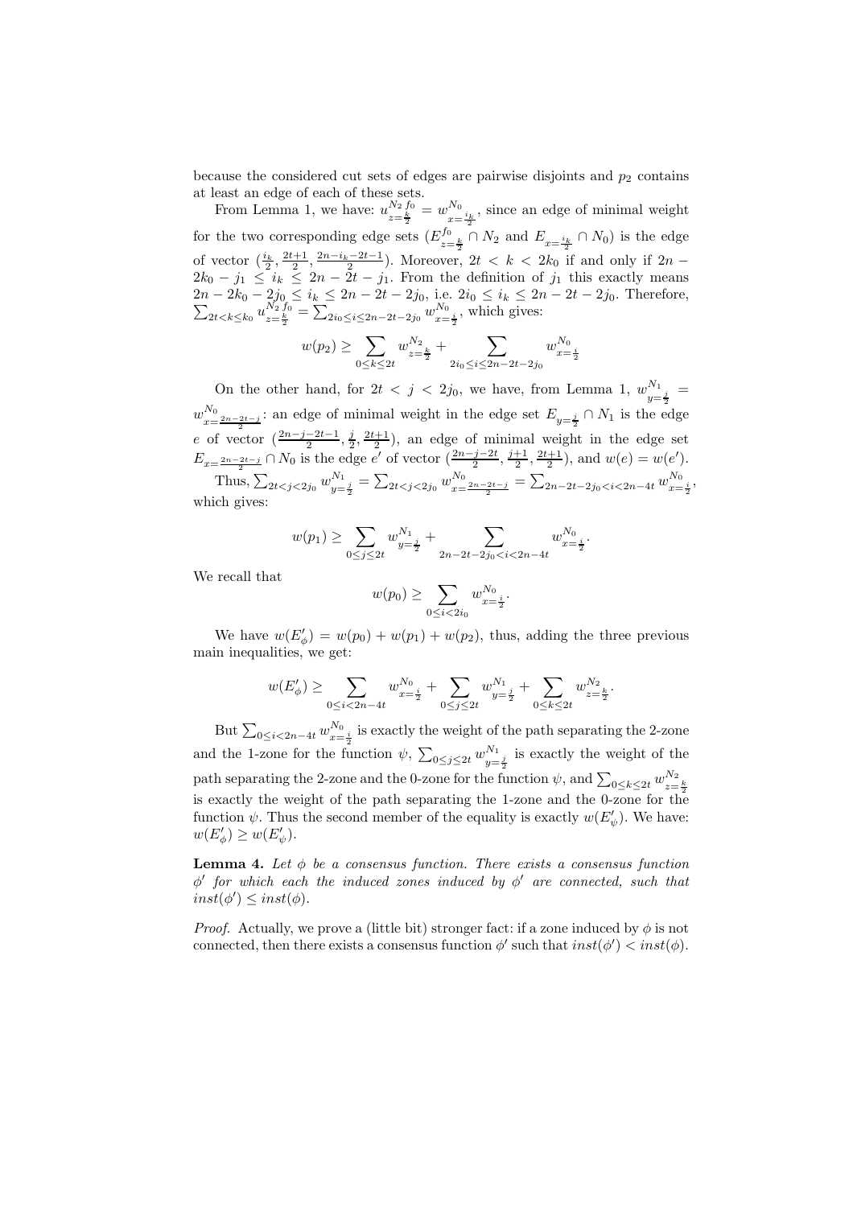because the considered cut sets of edges are pairwise disjoints and $p_2$ contains at least an edge of each of these sets.

From Lemma 1, we have: $u^{N_2\, f_0}_{z=\frac{k}{2}} = w^{N_0}_{x=\frac{i_k}{2}}$, since an edge of minimal weight for the two corresponding edge sets ($E^{f_0}_{z=\frac{k}{2}} \cap N_2$ and $E_{x=\frac{i_k}{2}} \cap N_0$) is the edge of vector $(\frac{i_k}{2}, \frac{2t+1}{2}, \frac{2n-i_k-2t-1}{2})$. Moreover, $2t < k < 2k_0$ if and only if $2n - 2k_0 - j_1 \le i_k \le 2n - 2t - j_1$. From the definition of $j_1$ this exactly means $2n - 2k_0 - 2j_0 \le i_k \le 2n - 2t - 2j_0$, i.e. $2i_0 \le i_k \le 2n - 2t - 2j_0$. Therefore, $\sum_{2t<k\le k_0} u^{N_2\, f_0}_{z=\frac{k}{2}} = \sum_{2i_0 \le i \le 2n-2t-2j_0} w^{N_0}_{x=\frac{i}{2}}$, which gives:

$$w(p_2) \ge \sum_{0\le k\le 2t} w^{N_2}_{z=\frac{k}{2}} + \sum_{2i_0\le i\le 2n-2t-2j_0} w^{N_0}_{x=\frac{i}{2}}$$

On the other hand, for $2t < j < 2j_0$, we have, from Lemma 1, $w^{N_1}_{y=\frac{j}{2}} = w^{N_0}_{x=\frac{2n-2t-j}{2}}$: an edge of minimal weight in the edge set $E_{y=\frac{j}{2}} \cap N_1$ is the edge $e$ of vector $(\frac{2n-j-2t-1}{2}, \frac{j}{2}, \frac{2t+1}{2})$, an edge of minimal weight in the edge set $E_{x=\frac{2n-2t-j}{2}} \cap N_0$ is the edge $e'$ of vector $(\frac{2n-j-2t}{2}, \frac{j+1}{2}, \frac{2t+1}{2})$, and $w(e) = w(e')$.

Thus, $\sum_{2t<j<2j_0} w^{N_1}_{y=\frac{j}{2}} = \sum_{2t<j<2j_0} w^{N_0}_{x=\frac{2n-2t-j}{2}} = \sum_{2n-2t-2j_0<i<2n-4t} w^{N_0}_{x=\frac{i}{2}}$, which gives:

$$w(p_1) \ge \sum_{0\le j\le 2t} w^{N_1}_{y=\frac{j}{2}} + \sum_{2n-2t-2j_0<i<2n-4t} w^{N_0}_{x=\frac{i}{2}}.$$

We recall that

$$w(p_0) \ge \sum_{0\le i<2i_0} w^{N_0}_{x=\frac{i}{2}}.$$

We have $w(E'_\phi) = w(p_0) + w(p_1) + w(p_2)$, thus, adding the three previous main inequalities, we get:

$$w(E'_\phi) \ge \sum_{0\le i<2n-4t} w^{N_0}_{x=\frac{i}{2}} + \sum_{0\le j\le 2t} w^{N_1}_{y=\frac{j}{2}} + \sum_{0\le k\le 2t} w^{N_2}_{z=\frac{k}{2}}.$$

But $\sum_{0\le i<2n-4t} w^{N_0}_{x=\frac{i}{2}}$ is exactly the weight of the path separating the 2-zone and the 1-zone for the function $\psi$, $\sum_{0\le j\le 2t} w^{N_1}_{y=\frac{j}{2}}$ is exactly the weight of the path separating the 2-zone and the 0-zone for the function $\psi$, and $\sum_{0\le k\le 2t} w^{N_2}_{z=\frac{k}{2}}$ is exactly the weight of the path separating the 1-zone and the 0-zone for the function $\psi$. Thus the second member of the equality is exactly $w(E'_\psi)$. We have: $w(E'_\phi) \ge w(E'_\psi)$.

**Lemma 4.** *Let $\phi$ be a consensus function. There exists a consensus function $\phi'$ for which each the induced zones induced by $\phi'$ are connected, such that $inst(\phi') \le inst(\phi)$.*

*Proof.* Actually, we prove a (little bit) stronger fact: if a zone induced by $\phi$ is not connected, then there exists a consensus function $\phi'$ such that $inst(\phi') < inst(\phi)$.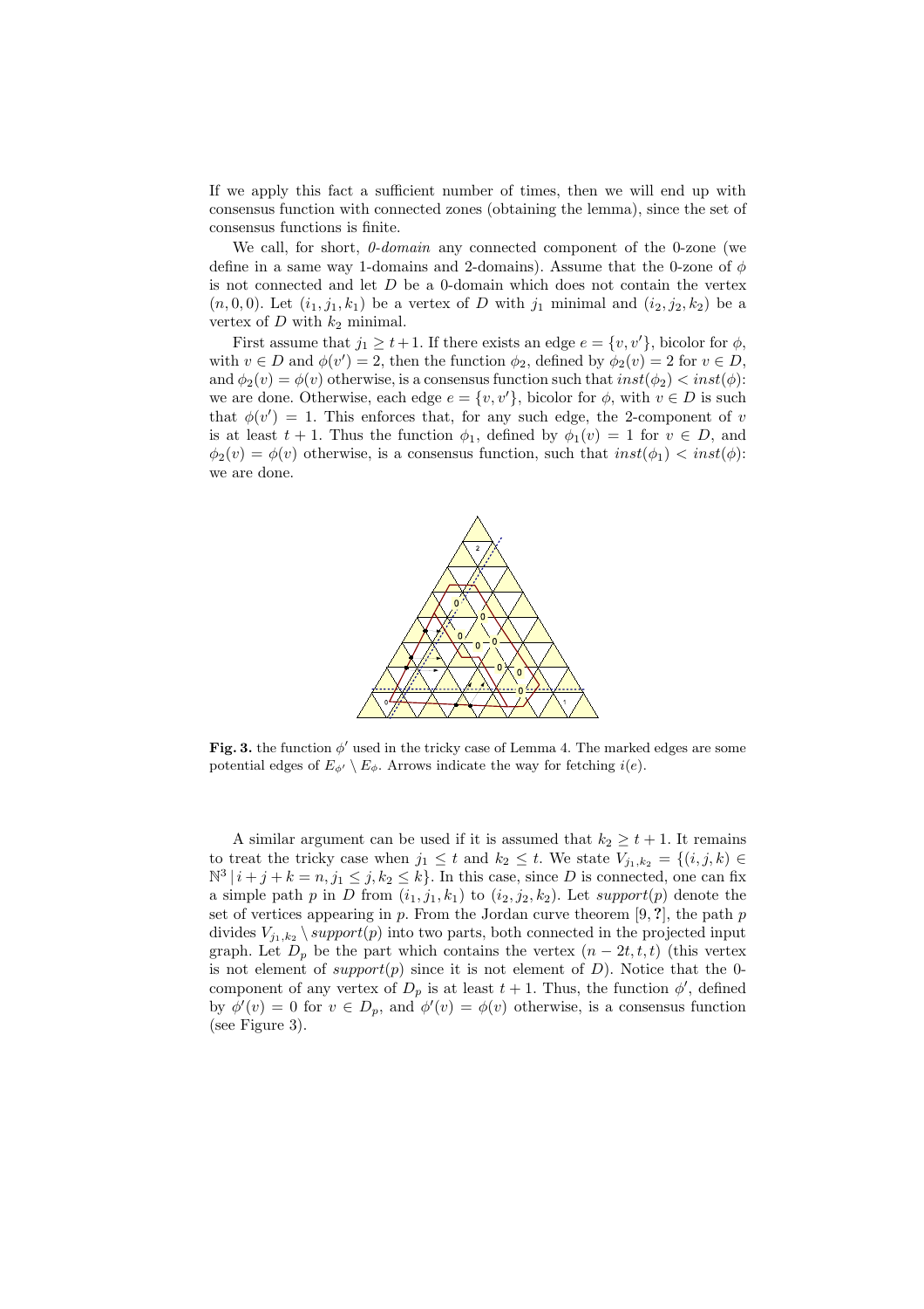If we apply this fact a sufficient number of times, then we will end up with consensus function with connected zones (obtaining the lemma), since the set of consensus functions is finite.

We call, for short, *0-domain* any connected component of the 0-zone (we define in a same way 1-domains and 2-domains). Assume that the 0-zone of $\phi$ is not connected and let $D$ be a 0-domain which does not contain the vertex $(n, 0, 0)$. Let $(i_1, j_1, k_1)$ be a vertex of $D$ with $j_1$ minimal and $(i_2, j_2, k_2)$ be a vertex of $D$ with $k_2$ minimal.

First assume that $j_1 \geq t+1$. If there exists an edge $e = \{v, v'\}$, bicolor for $\phi$, with $v \in D$ and $\phi(v') = 2$, then the function $\phi_2$, defined by $\phi_2(v) = 2$ for $v \in D$, and $\phi_2(v) = \phi(v)$ otherwise, is a consensus function such that $inst(\phi_2) < inst(\phi)$: we are done. Otherwise, each edge $e = \{v, v'\}$, bicolor for $\phi$, with $v \in D$ is such that $\phi(v') = 1$. This enforces that, for any such edge, the 2-component of $v$ is at least $t+1$. Thus the function $\phi_1$, defined by $\phi_1(v) = 1$ for $v \in D$, and $\phi_2(v) = \phi(v)$ otherwise, is a consensus function, such that $inst(\phi_1) < inst(\phi)$: we are done.

**Fig. 3.** the function $\phi'$ used in the tricky case of Lemma 4. The marked edges are some potential edges of $E_{\phi'} \setminus E_{\phi}$. Arrows indicate the way for fetching $i(e)$.

A similar argument can be used if it is assumed that $k_2 \geq t+1$. It remains to treat the tricky case when $j_1 \leq t$ and $k_2 \leq t$. We state $V_{j_1,k_2} = \{(i,j,k) \in \mathbb{N}^3 \mid i+j+k = n, j_1 \leq j, k_2 \leq k\}$. In this case, since $D$ is connected, one can fix a simple path $p$ in $D$ from $(i_1, j_1, k_1)$ to $(i_2, j_2, k_2)$. Let $support(p)$ denote the set of vertices appearing in $p$. From the Jordan curve theorem [9, ?], the path $p$ divides $V_{j_1,k_2} \setminus support(p)$ into two parts, both connected in the projected input graph. Let $D_p$ be the part which contains the vertex $(n-2t, t, t)$ (this vertex is not element of $support(p)$ since it is not element of $D$). Notice that the 0-component of any vertex of $D_p$ is at least $t+1$. Thus, the function $\phi'$, defined by $\phi'(v) = 0$ for $v \in D_p$, and $\phi'(v) = \phi(v)$ otherwise, is a consensus function (see Figure 3).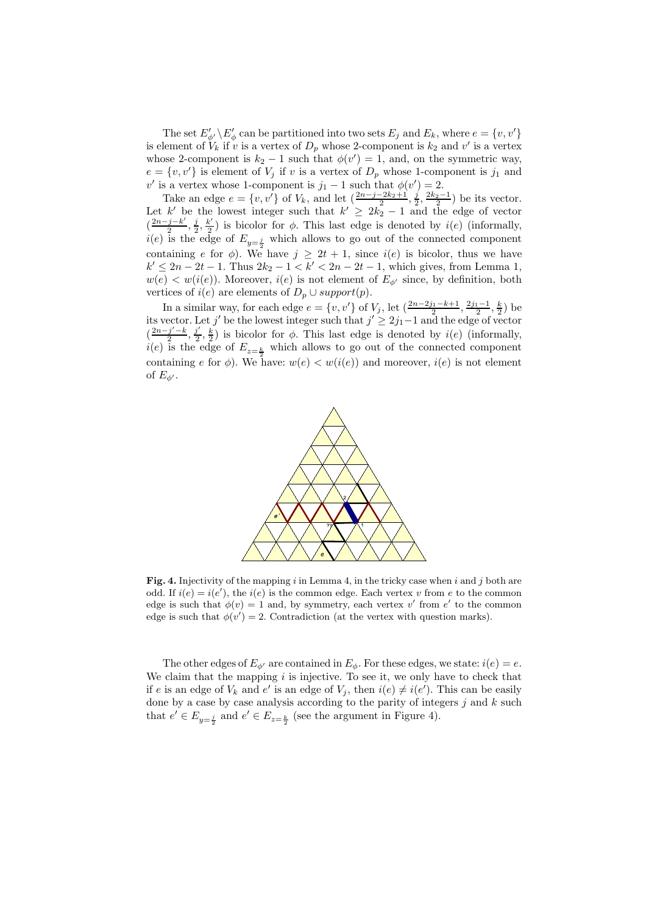The set $E'_{\phi'} \setminus E'_{\phi}$ can be partitioned into two sets $E_j$ and $E_k$, where $e = \{v, v'\}$ is element of $V_k$ if $v$ is a vertex of $D_p$ whose 2-component is $k_2$ and $v'$ is a vertex whose 2-component is $k_2 - 1$ such that $\phi(v') = 1$, and, on the symmetric way, $e = \{v, v'\}$ is element of $V_j$ if $v$ is a vertex of $D_p$ whose 1-component is $j_1$ and $v'$ is a vertex whose 1-component is $j_1 - 1$ such that $\phi(v') = 2$.

Take an edge $e = \{v, v'\}$ of $V_k$, and let $(\frac{2n-j-2k_2+1}{2}, \frac{j}{2}, \frac{2k_2-1}{2})$ be its vector. Let $k'$ be the lowest integer such that $k' \geq 2k_2 - 1$ and the edge of vector $(\frac{2n-j-k'}{2}, \frac{j}{2}, \frac{k'}{2})$ is bicolor for $\phi$. This last edge is denoted by $i(e)$ (informally, $i(e)$ is the edge of $E_{y=\frac{j}{2}}$ which allows to go out of the connected component containing $e$ for $\phi$). We have $j \geq 2t + 1$, since $i(e)$ is bicolor, thus we have $k' \leq 2n - 2t - 1$. Thus $2k_2 - 1 < k' < 2n - 2t - 1$, which gives, from Lemma 1, $w(e) < w(i(e))$. Moreover, $i(e)$ is not element of $E_{\phi'}$ since, by definition, both vertices of $i(e)$ are elements of $D_p \cup support(p)$.

In a similar way, for each edge $e = \{v, v'\}$ of $V_j$, let $(\frac{2n-2j_1-k+1}{2}, \frac{2j_1-1}{2}, \frac{k}{2})$ be its vector. Let $j'$ be the lowest integer such that $j' \geq 2j_1 - 1$ and the edge of vector $(\frac{2n-j'-k}{2}, \frac{j'}{2}, \frac{k}{2})$ is bicolor for $\phi$. This last edge is denoted by $i(e)$ (informally, $i(e)$ is the edge of $E_{z=\frac{k}{2}}$ which allows to go out of the connected component containing $e$ for $\phi$). We have: $w(e) < w(i(e))$ and moreover, $i(e)$ is not element of $E_{\phi'}$.

**Fig. 4.** Injectivity of the mapping $i$ in Lemma 4, in the tricky case when $i$ and $j$ both are odd. If $i(e) = i(e')$, the $i(e)$ is the common edge. Each vertex $v$ from $e$ to the common edge is such that $\phi(v) = 1$ and, by symmetry, each vertex $v'$ from $e'$ to the common edge is such that $\phi(v') = 2$. Contradiction (at the vertex with question marks).

The other edges of $E_{\phi'}$ are contained in $E_{\phi}$. For these edges, we state: $i(e) = e$. We claim that the mapping $i$ is injective. To see it, we only have to check that if $e$ is an edge of $V_k$ and $e'$ is an edge of $V_j$, then $i(e) \neq i(e')$. This can be easily done by a case by case analysis according to the parity of integers $j$ and $k$ such that $e' \in E_{y=\frac{j}{2}}$ and $e' \in E_{z=\frac{k}{2}}$ (see the argument in Figure 4).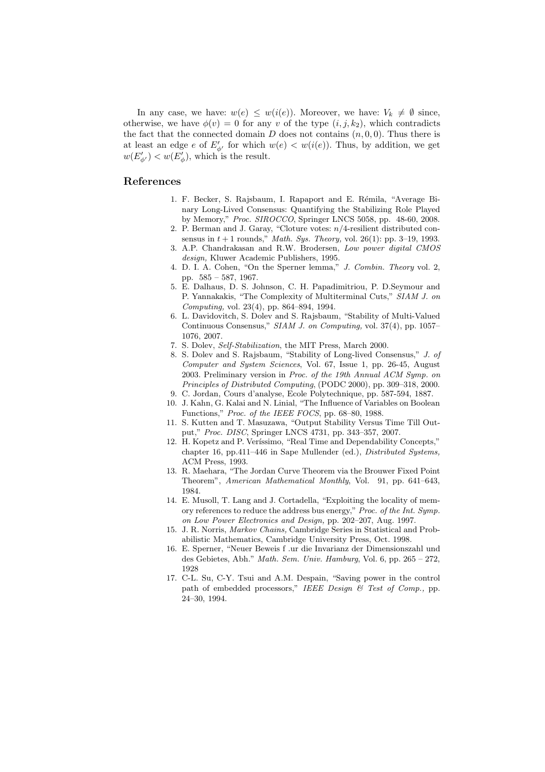In any case, we have: $w(e) \leq w(i(e))$. Moreover, we have: $V_k \neq \emptyset$ since, otherwise, we have $\phi(v) = 0$ for any $v$ of the type $(i, j, k_2)$, which contradicts the fact that the connected domain $D$ does not contains $(n, 0, 0)$. Thus there is at least an edge $e$ of $E'_{\phi'}$ for which $w(e) < w(i(e))$. Thus, by addition, we get $w(E'_{\phi'}) < w(E'_{\phi})$, which is the result.

## References

1. F. Becker, S. Rajsbaum, I. Rapaport and E. Rémila, "Average Binary Long-Lived Consensus: Quantifying the Stabilizing Role Played by Memory," *Proc. SIROCCO*, Springer LNCS 5058, pp. 48-60, 2008.
2. P. Berman and J. Garay, "Cloture votes: $n/4$-resilient distributed consensus in $t + 1$ rounds," *Math. Sys. Theory,* vol. 26(1): pp. 3–19, 1993.
3. A.P. Chandrakasan and R.W. Brodersen, *Low power digital CMOS design,* Kluwer Academic Publishers, 1995.
4. D. I. A. Cohen, "On the Sperner lemma," *J. Combin. Theory* vol. 2, pp. 585 – 587, 1967.
5. E. Dalhaus, D. S. Johnson, C. H. Papadimitriou, P. D.Seymour and P. Yannakakis, "The Complexity of Multiterminal Cuts," *SIAM J. on Computing,* vol. 23(4), pp. 864–894, 1994.
6. L. Davidovitch, S. Dolev and S. Rajsbaum, "Stability of Multi-Valued Continuous Consensus," *SIAM J. on Computing,* vol. 37(4), pp. 1057–1076, 2007.
7. S. Dolev, *Self-Stabilization*, the MIT Press, March 2000.
8. S. Dolev and S. Rajsbaum, "Stability of Long-lived Consensus," *J. of Computer and System Sciences*, Vol. 67, Issue 1, pp. 26-45, August 2003. Preliminary version in *Proc. of the 19th Annual ACM Symp. on Principles of Distributed Computing*, (PODC 2000), pp. 309–318, 2000.
9. C. Jordan, Cours d'analyse, Ecole Polytechnique, pp. 587-594, 1887.
10. J. Kahn, G. Kalai and N. Linial, "The Influence of Variables on Boolean Functions," *Proc. of the IEEE FOCS*, pp. 68–80, 1988.
11. S. Kutten and T. Masuzawa, "Output Stability Versus Time Till Output," *Proc. DISC*, Springer LNCS 4731, pp. 343–357, 2007.
12. H. Kopetz and P. Veríssimo, "Real Time and Dependability Concepts," chapter 16, pp.411–446 in Sape Mullender (ed.), *Distributed Systems,* ACM Press, 1993.
13. R. Maehara, "The Jordan Curve Theorem via the Brouwer Fixed Point Theorem", *American Mathematical Monthly*, Vol. 91, pp. 641–643, 1984.
14. E. Musoll, T. Lang and J. Cortadella, "Exploiting the locality of memory references to reduce the address bus energy," *Proc. of the Int. Symp. on Low Power Electronics and Design,* pp. 202–207, Aug. 1997.
15. J. R. Norris, *Markov Chains,* Cambridge Series in Statistical and Probabilistic Mathematics, Cambridge University Press, Oct. 1998.
16. E. Sperner, "Neuer Beweis f .ur die Invarianz der Dimensionszahl und des Gebietes, Abh." *Math. Sem. Univ. Hamburg*, Vol. 6, pp. 265 – 272, 1928
17. C-L. Su, C-Y. Tsui and A.M. Despain, "Saving power in the control path of embedded processors," *IEEE Design & Test of Comp.,* pp. 24–30, 1994.